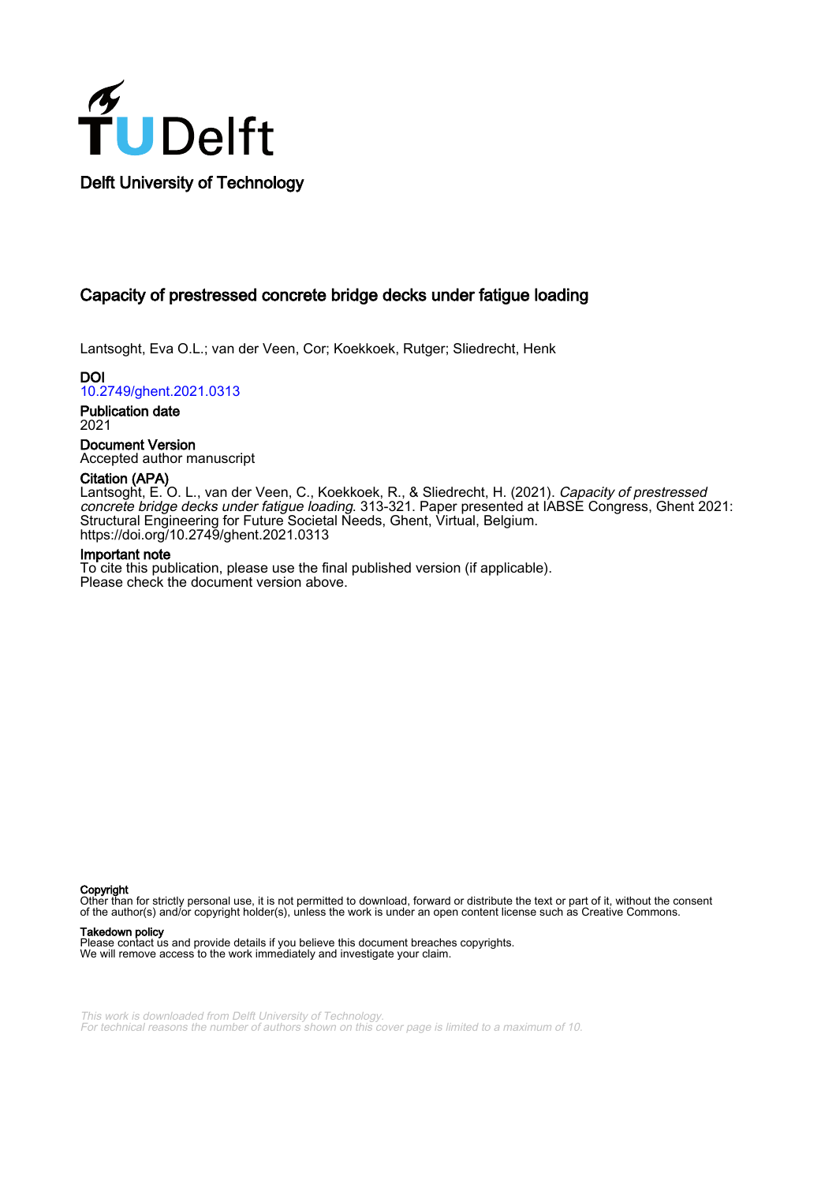Delft University of Technology

# Capacity of prestressed concrete bridge decks under fatigue loading

Lantsoght, Eva O.L.; van der Veen, Cor; Koekkoek, Rutger; Sliedrecht, Henk

**DOI**
10.2749/ghent.2021.0313

**Publication date**
2021

**Document Version**
Accepted author manuscript

**Citation (APA)**
Lantsoght, E. O. L., van der Veen, C., Koekkoek, R., & Sliedrecht, H. (2021). *Capacity of prestressed concrete bridge decks under fatigue loading*. 313-321. Paper presented at IABSE Congress, Ghent 2021: Structural Engineering for Future Societal Needs, Ghent, Virtual, Belgium. https://doi.org/10.2749/ghent.2021.0313

**Important note**
To cite this publication, please use the final published version (if applicable). Please check the document version above.

**Copyright**
Other than for strictly personal use, it is not permitted to download, forward or distribute the text or part of it, without the consent of the author(s) and/or copyright holder(s), unless the work is under an open content license such as Creative Commons.

**Takedown policy**
Please contact us and provide details if you believe this document breaches copyrights. We will remove access to the work immediately and investigate your claim.

This work is downloaded from Delft University of Technology.
For technical reasons the number of authors shown on this cover page is limited to a maximum of 10.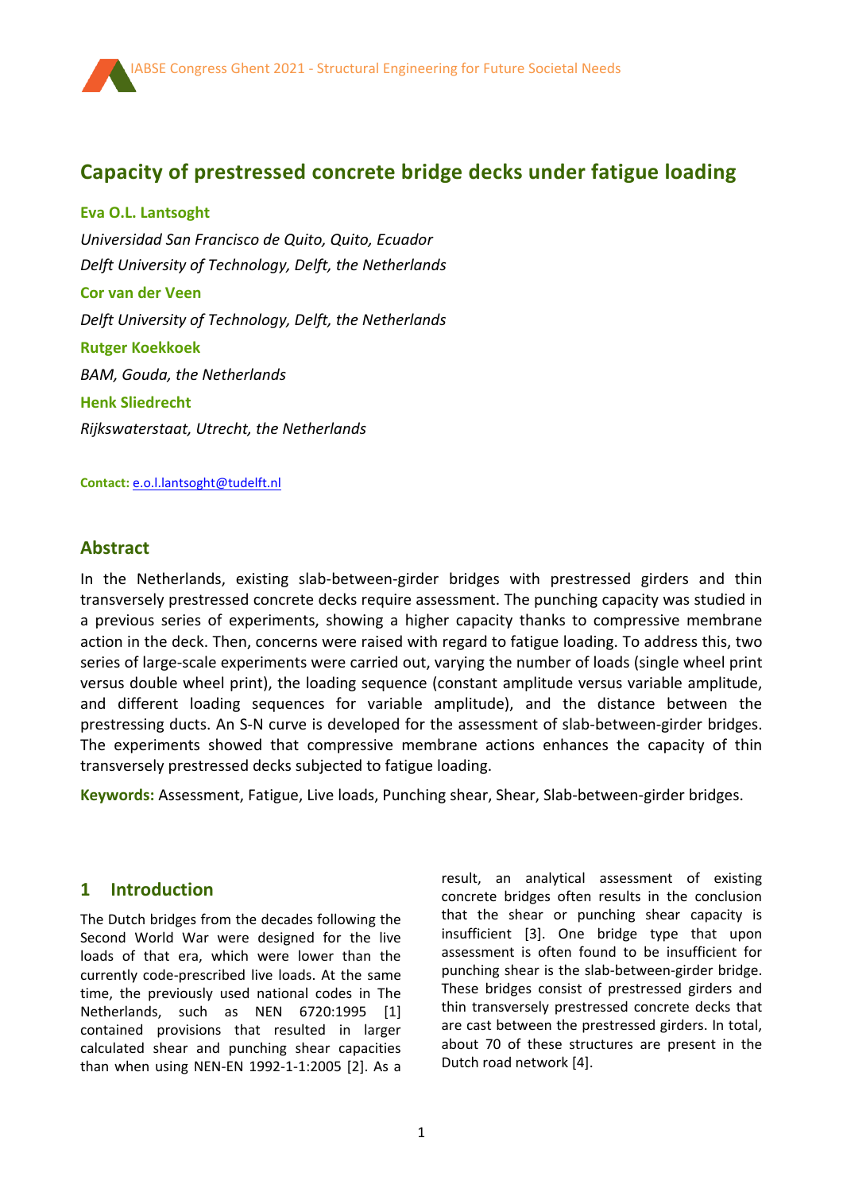# Capacity of prestressed concrete bridge decks under fatigue loading

**Eva O.L. Lantsoght**

*Universidad San Francisco de Quito, Quito, Ecuador*

*Delft University of Technology, Delft, the Netherlands*

**Cor van der Veen**

*Delft University of Technology, Delft, the Netherlands*

**Rutger Koekkoek**

*BAM, Gouda, the Netherlands*

**Henk Sliedrecht**

*Rijkswaterstaat, Utrecht, the Netherlands*

**Contact:** e.o.l.lantsoght@tudelft.nl

## Abstract

In the Netherlands, existing slab-between-girder bridges with prestressed girders and thin transversely prestressed concrete decks require assessment. The punching capacity was studied in a previous series of experiments, showing a higher capacity thanks to compressive membrane action in the deck. Then, concerns were raised with regard to fatigue loading. To address this, two series of large-scale experiments were carried out, varying the number of loads (single wheel print versus double wheel print), the loading sequence (constant amplitude versus variable amplitude, and different loading sequences for variable amplitude), and the distance between the prestressing ducts. An S-N curve is developed for the assessment of slab-between-girder bridges. The experiments showed that compressive membrane actions enhances the capacity of thin transversely prestressed decks subjected to fatigue loading.

**Keywords:** Assessment, Fatigue, Live loads, Punching shear, Shear, Slab-between-girder bridges.

## 1 Introduction

The Dutch bridges from the decades following the Second World War were designed for the live loads of that era, which were lower than the currently code-prescribed live loads. At the same time, the previously used national codes in The Netherlands, such as NEN 6720:1995 [1] contained provisions that resulted in larger calculated shear and punching shear capacities than when using NEN-EN 1992-1-1:2005 [2]. As a result, an analytical assessment of existing concrete bridges often results in the conclusion that the shear or punching shear capacity is insufficient [3]. One bridge type that upon assessment is often found to be insufficient for punching shear is the slab-between-girder bridge. These bridges consist of prestressed girders and thin transversely prestressed concrete decks that are cast between the prestressed girders. In total, about 70 of these structures are present in the Dutch road network [4].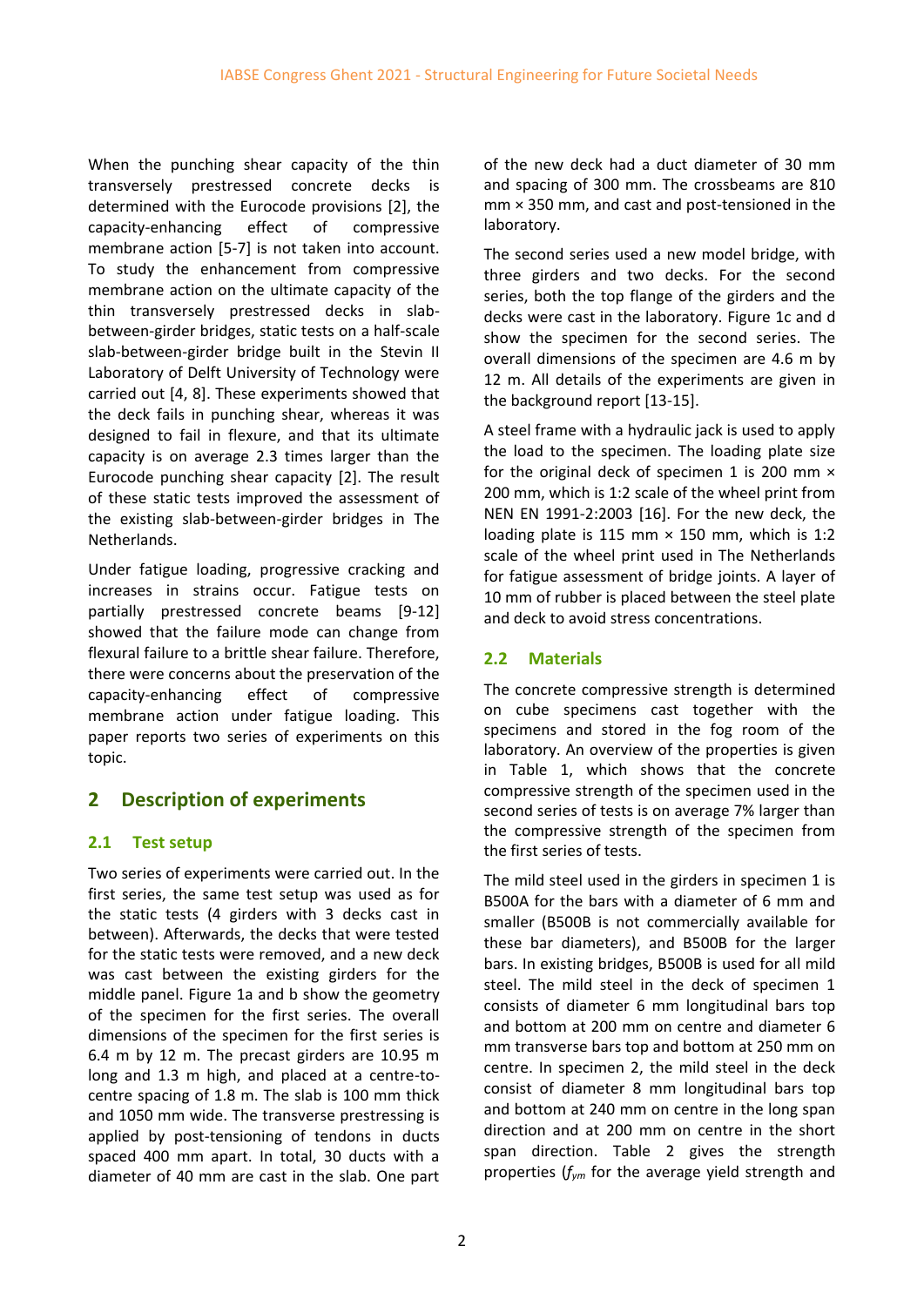When the punching shear capacity of the thin transversely prestressed concrete decks is determined with the Eurocode provisions [2], the capacity-enhancing effect of compressive membrane action [5-7] is not taken into account. To study the enhancement from compressive membrane action on the ultimate capacity of the thin transversely prestressed decks in slab-between-girder bridges, static tests on a half-scale slab-between-girder bridge built in the Stevin II Laboratory of Delft University of Technology were carried out [4, 8]. These experiments showed that the deck fails in punching shear, whereas it was designed to fail in flexure, and that its ultimate capacity is on average 2.3 times larger than the Eurocode punching shear capacity [2]. The result of these static tests improved the assessment of the existing slab-between-girder bridges in The Netherlands.

Under fatigue loading, progressive cracking and increases in strains occur. Fatigue tests on partially prestressed concrete beams [9-12] showed that the failure mode can change from flexural failure to a brittle shear failure. Therefore, there were concerns about the preservation of the capacity-enhancing effect of compressive membrane action under fatigue loading. This paper reports two series of experiments on this topic.

## 2 Description of experiments

### 2.1 Test setup

Two series of experiments were carried out. In the first series, the same test setup was used as for the static tests (4 girders with 3 decks cast in between). Afterwards, the decks that were tested for the static tests were removed, and a new deck was cast between the existing girders for the middle panel. Figure 1a and b show the geometry of the specimen for the first series. The overall dimensions of the specimen for the first series is 6.4 m by 12 m. The precast girders are 10.95 m long and 1.3 m high, and placed at a centre-to-centre spacing of 1.8 m. The slab is 100 mm thick and 1050 mm wide. The transverse prestressing is applied by post-tensioning of tendons in ducts spaced 400 mm apart. In total, 30 ducts with a diameter of 40 mm are cast in the slab. One part of the new deck had a duct diameter of 30 mm and spacing of 300 mm. The crossbeams are 810 mm × 350 mm, and cast and post-tensioned in the laboratory.

The second series used a new model bridge, with three girders and two decks. For the second series, both the top flange of the girders and the decks were cast in the laboratory. Figure 1c and d show the specimen for the second series. The overall dimensions of the specimen are 4.6 m by 12 m. All details of the experiments are given in the background report [13-15].

A steel frame with a hydraulic jack is used to apply the load to the specimen. The loading plate size for the original deck of specimen 1 is 200 mm × 200 mm, which is 1:2 scale of the wheel print from NEN EN 1991-2:2003 [16]. For the new deck, the loading plate is 115 mm × 150 mm, which is 1:2 scale of the wheel print used in The Netherlands for fatigue assessment of bridge joints. A layer of 10 mm of rubber is placed between the steel plate and deck to avoid stress concentrations.

### 2.2 Materials

The concrete compressive strength is determined on cube specimens cast together with the specimens and stored in the fog room of the laboratory. An overview of the properties is given in Table 1, which shows that the concrete compressive strength of the specimen used in the second series of tests is on average 7% larger than the compressive strength of the specimen from the first series of tests.

The mild steel used in the girders in specimen 1 is B500A for the bars with a diameter of 6 mm and smaller (B500B is not commercially available for these bar diameters), and B500B for the larger bars. In existing bridges, B500B is used for all mild steel. The mild steel in the deck of specimen 1 consists of diameter 6 mm longitudinal bars top and bottom at 200 mm on centre and diameter 6 mm transverse bars top and bottom at 250 mm on centre. In specimen 2, the mild steel in the deck consist of diameter 8 mm longitudinal bars top and bottom at 240 mm on centre in the long span direction and at 200 mm on centre in the short span direction. Table 2 gives the strength properties ($f_{ym}$ for the average yield strength and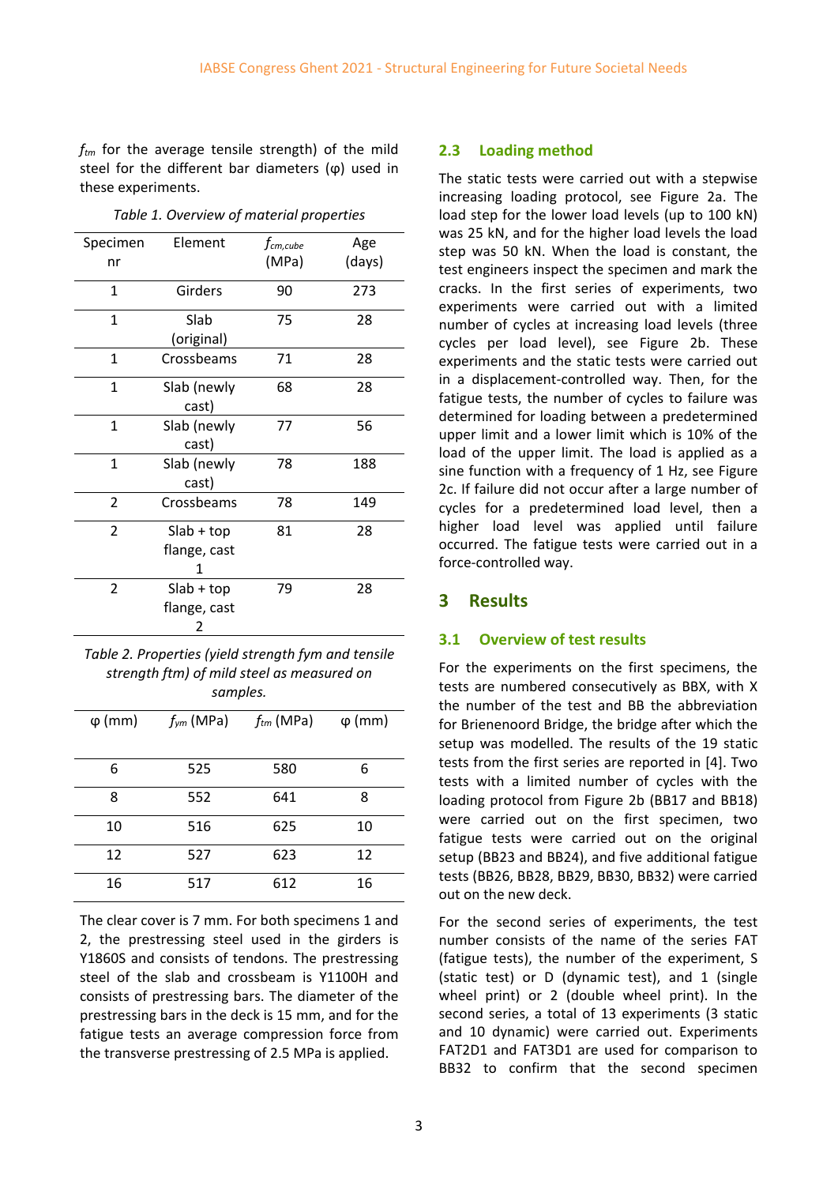$f_{tm}$ for the average tensile strength) of the mild steel for the different bar diameters (φ) used in these experiments.

*Table 1. Overview of material properties*

| Specimen nr | Element | $f_{cm,cube}$ (MPa) | Age (days) |
|---|---|---|---|
| 1 | Girders | 90 | 273 |
| 1 | Slab (original) | 75 | 28 |
| 1 | Crossbeams | 71 | 28 |
| 1 | Slab (newly cast) | 68 | 28 |
| 1 | Slab (newly cast) | 77 | 56 |
| 1 | Slab (newly cast) | 78 | 188 |
| 2 | Crossbeams | 78 | 149 |
| 2 | Slab + top flange, cast 1 | 81 | 28 |
| 2 | Slab + top flange, cast 2 | 79 | 28 |

*Table 2. Properties (yield strength fym and tensile strength ftm) of mild steel as measured on samples.*

| φ (mm) | $f_{ym}$ (MPa) | $f_{tm}$ (MPa) | φ (mm) |
|---|---|---|---|
| 6 | 525 | 580 | 6 |
| 8 | 552 | 641 | 8 |
| 10 | 516 | 625 | 10 |
| 12 | 527 | 623 | 12 |
| 16 | 517 | 612 | 16 |

The clear cover is 7 mm. For both specimens 1 and 2, the prestressing steel used in the girders is Y1860S and consists of tendons. The prestressing steel of the slab and crossbeam is Y1100H and consists of prestressing bars. The diameter of the prestressing bars in the deck is 15 mm, and for the fatigue tests an average compression force from the transverse prestressing of 2.5 MPa is applied.

## 2.3 Loading method

The static tests were carried out with a stepwise increasing loading protocol, see Figure 2a. The load step for the lower load levels (up to 100 kN) was 25 kN, and for the higher load levels the load step was 50 kN. When the load is constant, the test engineers inspect the specimen and mark the cracks. In the first series of experiments, two experiments were carried out with a limited number of cycles at increasing load levels (three cycles per load level), see Figure 2b. These experiments and the static tests were carried out in a displacement-controlled way. Then, for the fatigue tests, the number of cycles to failure was determined for loading between a predetermined upper limit and a lower limit which is 10% of the load of the upper limit. The load is applied as a sine function with a frequency of 1 Hz, see Figure 2c. If failure did not occur after a large number of cycles for a predetermined load level, then a higher load level was applied until failure occurred. The fatigue tests were carried out in a force-controlled way.

# 3 Results

## 3.1 Overview of test results

For the experiments on the first specimens, the tests are numbered consecutively as BBX, with X the number of the test and BB the abbreviation for Brienenoord Bridge, the bridge after which the setup was modelled. The results of the 19 static tests from the first series are reported in [4]. Two tests with a limited number of cycles with the loading protocol from Figure 2b (BB17 and BB18) were carried out on the first specimen, two fatigue tests were carried out on the original setup (BB23 and BB24), and five additional fatigue tests (BB26, BB28, BB29, BB30, BB32) were carried out on the new deck.

For the second series of experiments, the test number consists of the name of the series FAT (fatigue tests), the number of the experiment, S (static test) or D (dynamic test), and 1 (single wheel print) or 2 (double wheel print). In the second series, a total of 13 experiments (3 static and 10 dynamic) were carried out. Experiments FAT2D1 and FAT3D1 are used for comparison to BB32 to confirm that the second specimen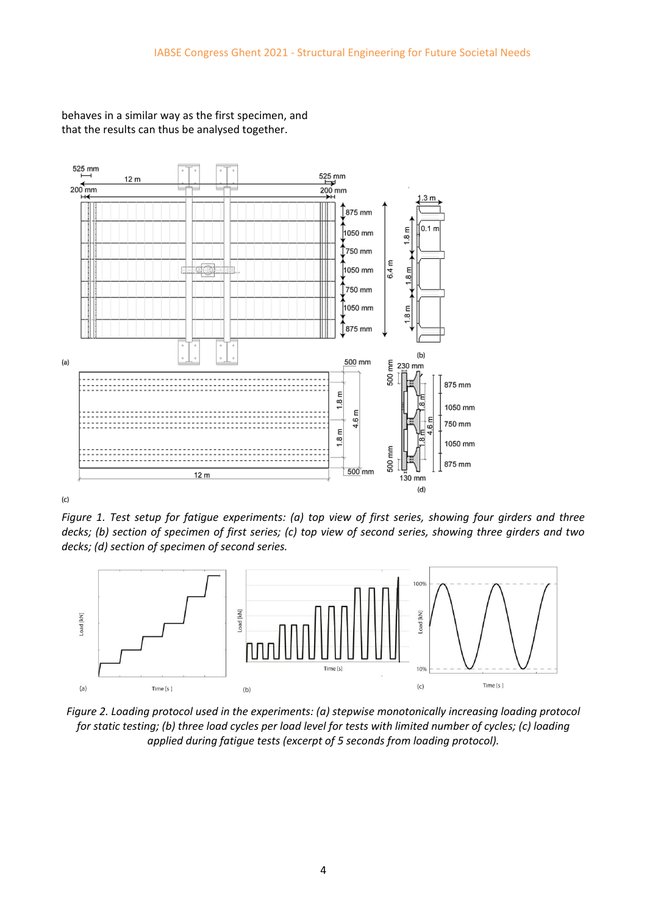behaves in a similar way as the first specimen, and that the results can thus be analysed together.

*Figure 1. Test setup for fatigue experiments: (a) top view of first series, showing four girders and three decks; (b) section of specimen of first series; (c) top view of second series, showing three girders and two decks; (d) section of specimen of second series.*

*Figure 2. Loading protocol used in the experiments: (a) stepwise monotonically increasing loading protocol for static testing; (b) three load cycles per load level for tests with limited number of cycles; (c) loading applied during fatigue tests (excerpt of 5 seconds from loading protocol).*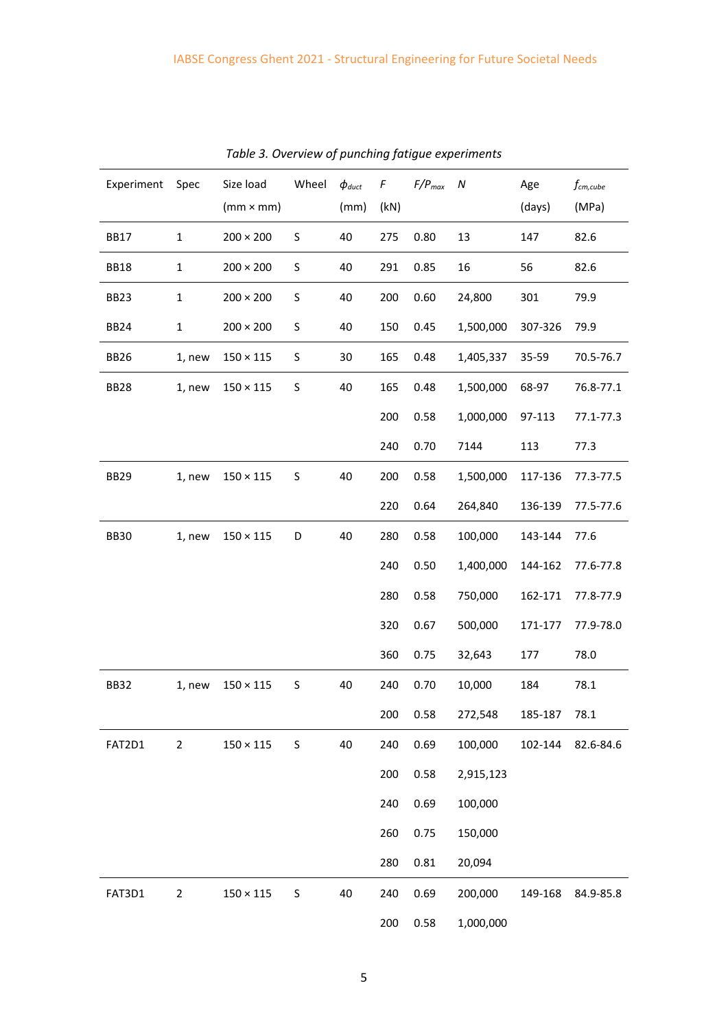*Table 3. Overview of punching fatigue experiments*

| Experiment | Spec | Size load (mm × mm) | Wheel | $\phi_{duct}$ (mm) | $F$ (kN) | $F/P_{max}$ | $N$ | Age (days) | $f_{cm,cube}$ (MPa) |
|---|---|---|---|---|---|---|---|---|---|
| BB17 | 1 | 200 × 200 | S | 40 | 275 | 0.80 | 13 | 147 | 82.6 |
| BB18 | 1 | 200 × 200 | S | 40 | 291 | 0.85 | 16 | 56 | 82.6 |
| BB23 | 1 | 200 × 200 | S | 40 | 200 | 0.60 | 24,800 | 301 | 79.9 |
| BB24 | 1 | 200 × 200 | S | 40 | 150 | 0.45 | 1,500,000 | 307-326 | 79.9 |
| BB26 | 1, new | 150 × 115 | S | 30 | 165 | 0.48 | 1,405,337 | 35-59 | 70.5-76.7 |
| BB28 | 1, new | 150 × 115 | S | 40 | 165 | 0.48 | 1,500,000 | 68-97 | 76.8-77.1 |
| | | | | | 200 | 0.58 | 1,000,000 | 97-113 | 77.1-77.3 |
| | | | | | 240 | 0.70 | 7144 | 113 | 77.3 |
| BB29 | 1, new | 150 × 115 | S | 40 | 200 | 0.58 | 1,500,000 | 117-136 | 77.3-77.5 |
| | | | | | 220 | 0.64 | 264,840 | 136-139 | 77.5-77.6 |
| BB30 | 1, new | 150 × 115 | D | 40 | 280 | 0.58 | 100,000 | 143-144 | 77.6 |
| | | | | | 240 | 0.50 | 1,400,000 | 144-162 | 77.6-77.8 |
| | | | | | 280 | 0.58 | 750,000 | 162-171 | 77.8-77.9 |
| | | | | | 320 | 0.67 | 500,000 | 171-177 | 77.9-78.0 |
| | | | | | 360 | 0.75 | 32,643 | 177 | 78.0 |
| BB32 | 1, new | 150 × 115 | S | 40 | 240 | 0.70 | 10,000 | 184 | 78.1 |
| | | | | | 200 | 0.58 | 272,548 | 185-187 | 78.1 |
| FAT2D1 | 2 | 150 × 115 | S | 40 | 240 | 0.69 | 100,000 | 102-144 | 82.6-84.6 |
| | | | | | 200 | 0.58 | 2,915,123 | | |
| | | | | | 240 | 0.69 | 100,000 | | |
| | | | | | 260 | 0.75 | 150,000 | | |
| | | | | | 280 | 0.81 | 20,094 | | |
| FAT3D1 | 2 | 150 × 115 | S | 40 | 240 | 0.69 | 200,000 | 149-168 | 84.9-85.8 |
| | | | | | 200 | 0.58 | 1,000,000 | | |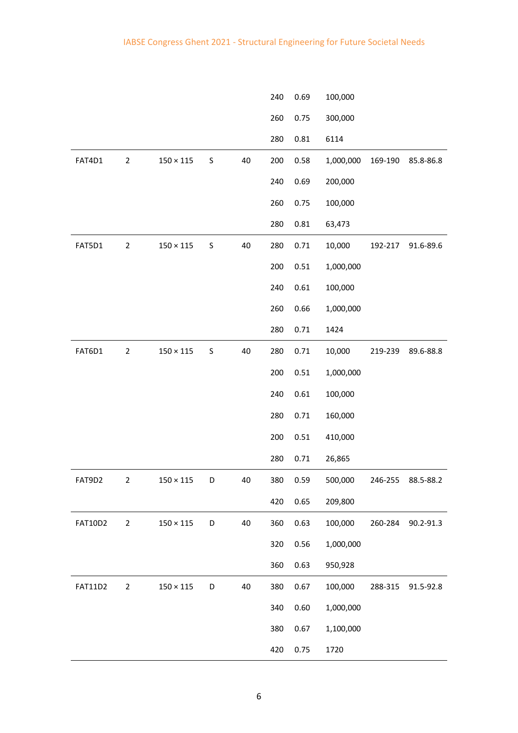| | | | | | | | | | |
|---|---|---|---|---|---|---|---|---|---|
| | | | | | 240 | 0.69 | 100,000 | | |
| | | | | | 260 | 0.75 | 300,000 | | |
| | | | | | 280 | 0.81 | 6114 | | |
| FAT4D1 | 2 | 150 × 115 | S | 40 | 200 | 0.58 | 1,000,000 | 169-190 | 85.8-86.8 |
| | | | | | 240 | 0.69 | 200,000 | | |
| | | | | | 260 | 0.75 | 100,000 | | |
| | | | | | 280 | 0.81 | 63,473 | | |
| FAT5D1 | 2 | 150 × 115 | S | 40 | 280 | 0.71 | 10,000 | 192-217 | 91.6-89.6 |
| | | | | | 200 | 0.51 | 1,000,000 | | |
| | | | | | 240 | 0.61 | 100,000 | | |
| | | | | | 260 | 0.66 | 1,000,000 | | |
| | | | | | 280 | 0.71 | 1424 | | |
| FAT6D1 | 2 | 150 × 115 | S | 40 | 280 | 0.71 | 10,000 | 219-239 | 89.6-88.8 |
| | | | | | 200 | 0.51 | 1,000,000 | | |
| | | | | | 240 | 0.61 | 100,000 | | |
| | | | | | 280 | 0.71 | 160,000 | | |
| | | | | | 200 | 0.51 | 410,000 | | |
| | | | | | 280 | 0.71 | 26,865 | | |
| FAT9D2 | 2 | 150 × 115 | D | 40 | 380 | 0.59 | 500,000 | 246-255 | 88.5-88.2 |
| | | | | | 420 | 0.65 | 209,800 | | |
| FAT10D2 | 2 | 150 × 115 | D | 40 | 360 | 0.63 | 100,000 | 260-284 | 90.2-91.3 |
| | | | | | 320 | 0.56 | 1,000,000 | | |
| | | | | | 360 | 0.63 | 950,928 | | |
| FAT11D2 | 2 | 150 × 115 | D | 40 | 380 | 0.67 | 100,000 | 288-315 | 91.5-92.8 |
| | | | | | 340 | 0.60 | 1,000,000 | | |
| | | | | | 380 | 0.67 | 1,100,000 | | |
| | | | | | 420 | 0.75 | 1720 | | |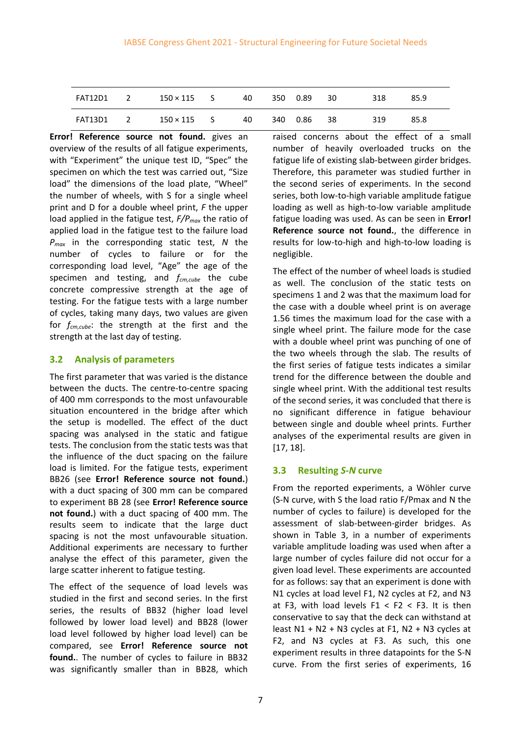| FAT12D1 | 2 | 150 × 115 | S | 40 | 350 | 0.89 | 30 | 318 | 85.9 |
|---|---|---|---|---|---|---|---|---|---|
| FAT13D1 | 2 | 150 × 115 | S | 40 | 340 | 0.86 | 38 | 319 | 85.8 |

**Error! Reference source not found.** gives an overview of the results of all fatigue experiments, with "Experiment" the unique test ID, "Spec" the specimen on which the test was carried out, "Size load" the dimensions of the load plate, "Wheel" the number of wheels, with S for a single wheel print and D for a double wheel print, *F* the upper load applied in the fatigue test, $F/P_{max}$ the ratio of applied load in the fatigue test to the failure load $P_{max}$ in the corresponding static test, *N* the number of cycles to failure or for the corresponding load level, "Age" the age of the specimen and testing, and $f_{cm,cube}$ the cube concrete compressive strength at the age of testing. For the fatigue tests with a large number of cycles, taking many days, two values are given for $f_{cm,cube}$: the strength at the first and the strength at the last day of testing.

## 3.2 Analysis of parameters

The first parameter that was varied is the distance between the ducts. The centre-to-centre spacing of 400 mm corresponds to the most unfavourable situation encountered in the bridge after which the setup is modelled. The effect of the duct spacing was analysed in the static and fatigue tests. The conclusion from the static tests was that the influence of the duct spacing on the failure load is limited. For the fatigue tests, experiment BB26 (see **Error! Reference source not found.**) with a duct spacing of 300 mm can be compared to experiment BB 28 (see **Error! Reference source not found.**) with a duct spacing of 400 mm. The results seem to indicate that the large duct spacing is not the most unfavourable situation. Additional experiments are necessary to further analyse the effect of this parameter, given the large scatter inherent to fatigue testing.

The effect of the sequence of load levels was studied in the first and second series. In the first series, the results of BB32 (higher load level followed by lower load level) and BB28 (lower load level followed by higher load level) can be compared, see **Error! Reference source not found.**. The number of cycles to failure in BB32 was significantly smaller than in BB28, which raised concerns about the effect of a small number of heavily overloaded trucks on the fatigue life of existing slab-between girder bridges. Therefore, this parameter was studied further in the second series of experiments. In the second series, both low-to-high variable amplitude fatigue loading as well as high-to-low variable amplitude fatigue loading was used. As can be seen in **Error! Reference source not found.**, the difference in results for low-to-high and high-to-low loading is negligible.

The effect of the number of wheel loads is studied as well. The conclusion of the static tests on specimens 1 and 2 was that the maximum load for the case with a double wheel print is on average 1.56 times the maximum load for the case with a single wheel print. The failure mode for the case with a double wheel print was punching of one of the two wheels through the slab. The results of the first series of fatigue tests indicates a similar trend for the difference between the double and single wheel print. With the additional test results of the second series, it was concluded that there is no significant difference in fatigue behaviour between single and double wheel prints. Further analyses of the experimental results are given in [17, 18].

## 3.3 Resulting *S-N* curve

From the reported experiments, a Wöhler curve (S-N curve, with S the load ratio F/Pmax and N the number of cycles to failure) is developed for the assessment of slab-between-girder bridges. As shown in Table 3, in a number of experiments variable amplitude loading was used when after a large number of cycles failure did not occur for a given load level. These experiments are accounted for as follows: say that an experiment is done with N1 cycles at load level F1, N2 cycles at F2, and N3 at F3, with load levels F1 < F2 < F3. It is then conservative to say that the deck can withstand at least N1 + N2 + N3 cycles at F1, N2 + N3 cycles at F2, and N3 cycles at F3. As such, this one experiment results in three datapoints for the S-N curve. From the first series of experiments, 16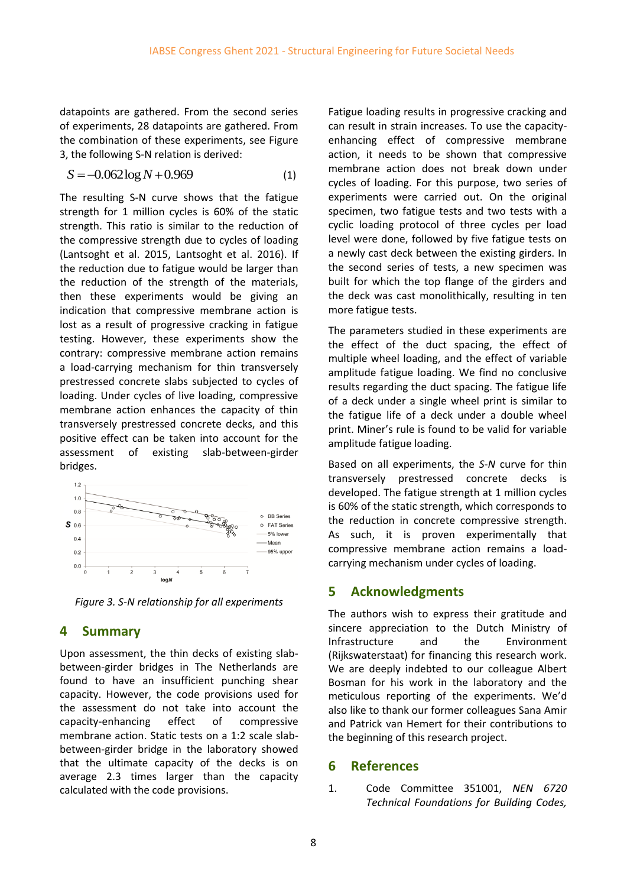datapoints are gathered. From the second series of experiments, 28 datapoints are gathered. From the combination of these experiments, see Figure 3, the following S-N relation is derived:

$$S = -0.062\log N + 0.969 \quad (1)$$

The resulting S-N curve shows that the fatigue strength for 1 million cycles is 60% of the static strength. This ratio is similar to the reduction of the compressive strength due to cycles of loading (Lantsoght et al. 2015, Lantsoght et al. 2016). If the reduction due to fatigue would be larger than the reduction of the strength of the materials, then these experiments would be giving an indication that compressive membrane action is lost as a result of progressive cracking in fatigue testing. However, these experiments show the contrary: compressive membrane action remains a load-carrying mechanism for thin transversely prestressed concrete slabs subjected to cycles of loading. Under cycles of live loading, compressive membrane action enhances the capacity of thin transversely prestressed concrete decks, and this positive effect can be taken into account for the assessment of existing slab-between-girder bridges.

*Figure 3. S-N relationship for all experiments*

## 4 Summary

Upon assessment, the thin decks of existing slab-between-girder bridges in The Netherlands are found to have an insufficient punching shear capacity. However, the code provisions used for the assessment do not take into account the capacity-enhancing effect of compressive membrane action. Static tests on a 1:2 scale slab-between-girder bridge in the laboratory showed that the ultimate capacity of the decks is on average 2.3 times larger than the capacity calculated with the code provisions.

Fatigue loading results in progressive cracking and can result in strain increases. To use the capacity-enhancing effect of compressive membrane action, it needs to be shown that compressive membrane action does not break down under cycles of loading. For this purpose, two series of experiments were carried out. On the original specimen, two fatigue tests and two tests with a cyclic loading protocol of three cycles per load level were done, followed by five fatigue tests on a newly cast deck between the existing girders. In the second series of tests, a new specimen was built for which the top flange of the girders and the deck was cast monolithically, resulting in ten more fatigue tests.

The parameters studied in these experiments are the effect of the duct spacing, the effect of multiple wheel loading, and the effect of variable amplitude fatigue loading. We find no conclusive results regarding the duct spacing. The fatigue life of a deck under a single wheel print is similar to the fatigue life of a deck under a double wheel print. Miner's rule is found to be valid for variable amplitude fatigue loading.

Based on all experiments, the *S-N* curve for thin transversely prestressed concrete decks is developed. The fatigue strength at 1 million cycles is 60% of the static strength, which corresponds to the reduction in concrete compressive strength. As such, it is proven experimentally that compressive membrane action remains a load-carrying mechanism under cycles of loading.

## 5 Acknowledgments

The authors wish to express their gratitude and sincere appreciation to the Dutch Ministry of Infrastructure and the Environment (Rijkswaterstaat) for financing this research work. We are deeply indebted to our colleague Albert Bosman for his work in the laboratory and the meticulous reporting of the experiments. We'd also like to thank our former colleagues Sana Amir and Patrick van Hemert for their contributions to the beginning of this research project.

## 6 References

1. Code Committee 351001, *NEN 6720 Technical Foundations for Building Codes,*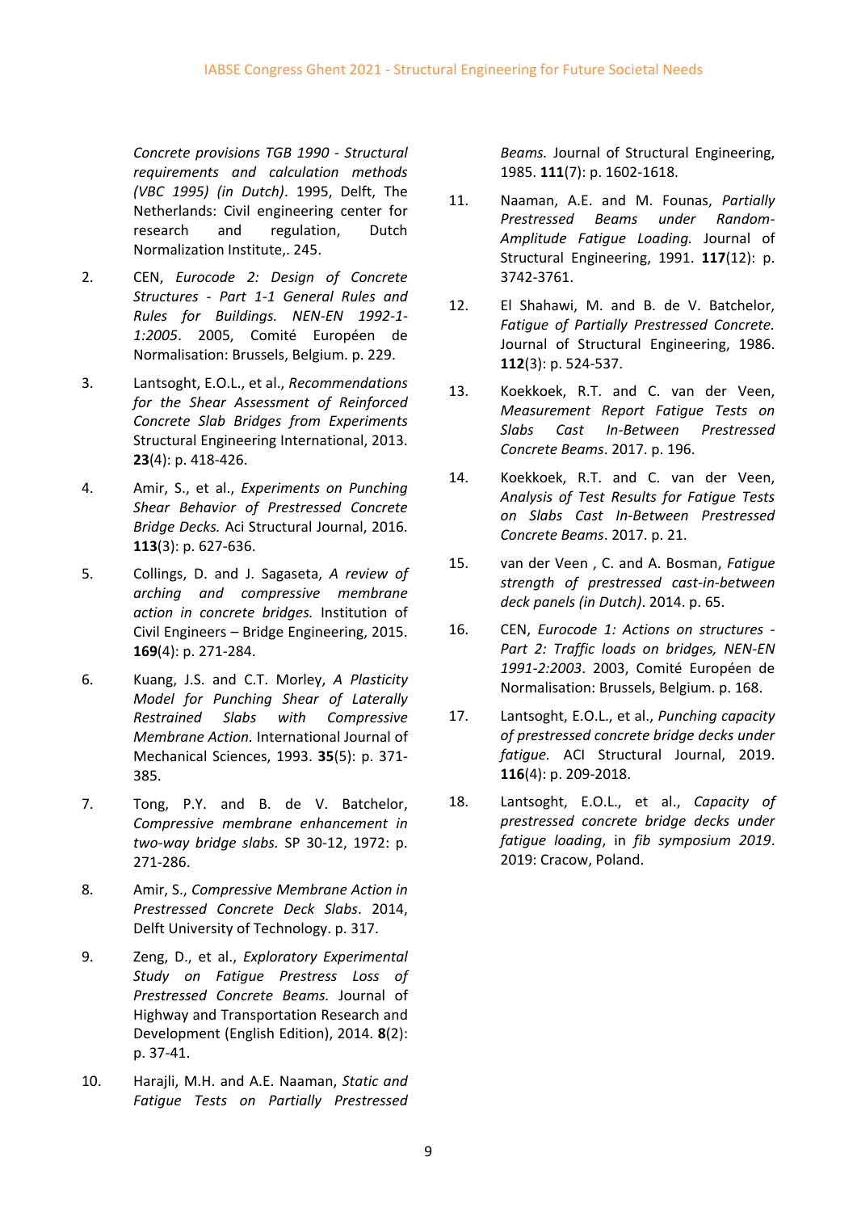Concrete provisions TGB 1990 - Structural requirements and calculation methods (VBC 1995) (in Dutch)*. 1995, Delft, The Netherlands: Civil engineering center for research and regulation, Dutch Normalization Institute,. 245.

2. CEN, *Eurocode 2: Design of Concrete Structures - Part 1-1 General Rules and Rules for Buildings. NEN-EN 1992-1-1:2005*. 2005, Comité Européen de Normalisation: Brussels, Belgium. p. 229.

3. Lantsoght, E.O.L., et al., *Recommendations for the Shear Assessment of Reinforced Concrete Slab Bridges from Experiments* Structural Engineering International, 2013. **23**(4): p. 418-426.

4. Amir, S., et al., *Experiments on Punching Shear Behavior of Prestressed Concrete Bridge Decks.* Aci Structural Journal, 2016. **113**(3): p. 627-636.

5. Collings, D. and J. Sagaseta, *A review of arching and compressive membrane action in concrete bridges.* Institution of Civil Engineers – Bridge Engineering, 2015. **169**(4): p. 271-284.

6. Kuang, J.S. and C.T. Morley, *A Plasticity Model for Punching Shear of Laterally Restrained Slabs with Compressive Membrane Action.* International Journal of Mechanical Sciences, 1993. **35**(5): p. 371-385.

7. Tong, P.Y. and B. de V. Batchelor, *Compressive membrane enhancement in two-way bridge slabs.* SP 30-12, 1972: p. 271-286.

8. Amir, S., *Compressive Membrane Action in Prestressed Concrete Deck Slabs*. 2014, Delft University of Technology. p. 317.

9. Zeng, D., et al., *Exploratory Experimental Study on Fatigue Prestress Loss of Prestressed Concrete Beams.* Journal of Highway and Transportation Research and Development (English Edition), 2014. **8**(2): p. 37-41.

10. Harajli, M.H. and A.E. Naaman, *Static and Fatigue Tests on Partially Prestressed Beams.* Journal of Structural Engineering, 1985. **111**(7): p. 1602-1618.

11. Naaman, A.E. and M. Founas, *Partially Prestressed Beams under Random-Amplitude Fatigue Loading.* Journal of Structural Engineering, 1991. **117**(12): p. 3742-3761.

12. El Shahawi, M. and B. de V. Batchelor, *Fatigue of Partially Prestressed Concrete.* Journal of Structural Engineering, 1986. **112**(3): p. 524-537.

13. Koekkoek, R.T. and C. van der Veen, *Measurement Report Fatigue Tests on Slabs Cast In-Between Prestressed Concrete Beams*. 2017. p. 196.

14. Koekkoek, R.T. and C. van der Veen, *Analysis of Test Results for Fatigue Tests on Slabs Cast In-Between Prestressed Concrete Beams*. 2017. p. 21.

15. van der Veen , C. and A. Bosman, *Fatigue strength of prestressed cast-in-between deck panels (in Dutch)*. 2014. p. 65.

16. CEN, *Eurocode 1: Actions on structures - Part 2: Traffic loads on bridges, NEN-EN 1991-2:2003*. 2003, Comité Européen de Normalisation: Brussels, Belgium. p. 168.

17. Lantsoght, E.O.L., et al., *Punching capacity of prestressed concrete bridge decks under fatigue.* ACI Structural Journal, 2019. **116**(4): p. 209-2018.

18. Lantsoght, E.O.L., et al., *Capacity of prestressed concrete bridge decks under fatigue loading*, in *fib symposium 2019*. 2019: Cracow, Poland.